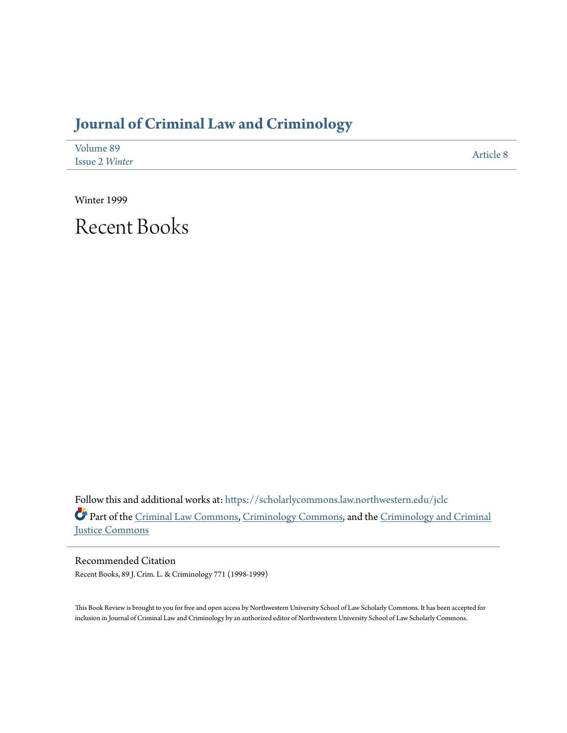# Journal of Criminal Law and Criminology

Volume 89
Issue 2 *Winter*

Article 8

Winter 1999

## Recent Books

Follow this and additional works at: https://scholarlycommons.law.northwestern.edu/jclc

Part of the Criminal Law Commons, Criminology Commons, and the Criminology and Criminal Justice Commons

### Recommended Citation

Recent Books, 89 J. Crim. L. & Criminology 771 (1998-1999)

This Book Review is brought to you for free and open access by Northwestern University School of Law Scholarly Commons. It has been accepted for inclusion in Journal of Criminal Law and Criminology by an authorized editor of Northwestern University School of Law Scholarly Commons.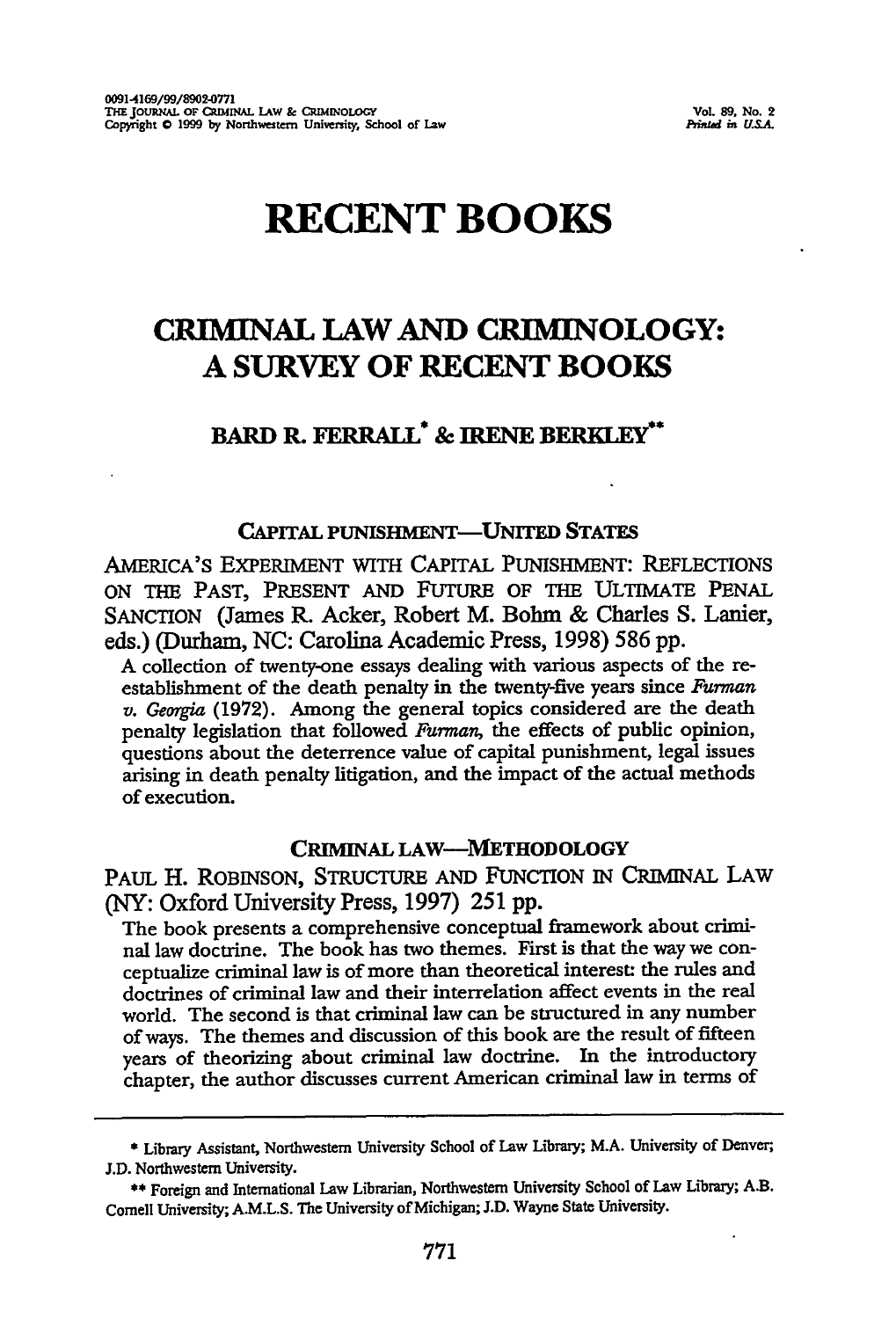# RECENT BOOKS

## CRIMINAL LAW AND CRIMINOLOGY: A SURVEY OF RECENT BOOKS

**BARD R. FERRALL* & IRENE BERKLEY****

### CAPITAL PUNISHMENT—UNITED STATES

AMERICA'S EXPERIMENT WITH CAPITAL PUNISHMENT: REFLECTIONS ON THE PAST, PRESENT AND FUTURE OF THE ULTIMATE PENAL SANCTION (James R. Acker, Robert M. Bohm & Charles S. Lanier, eds.) (Durham, NC: Carolina Academic Press, 1998) 586 pp.

A collection of twenty-one essays dealing with various aspects of the re-establishment of the death penalty in the twenty-five years since *Furman v. Georgia* (1972). Among the general topics considered are the death penalty legislation that followed *Furman*, the effects of public opinion, questions about the deterrence value of capital punishment, legal issues arising in death penalty litigation, and the impact of the actual methods of execution.

### CRIMINAL LAW—METHODOLOGY

PAUL H. ROBINSON, STRUCTURE AND FUNCTION IN CRIMINAL LAW (NY: Oxford University Press, 1997) 251 pp.

The book presents a comprehensive conceptual framework about criminal law doctrine. The book has two themes. First is that the way we conceptualize criminal law is of more than theoretical interest: the rules and doctrines of criminal law and their interrelation affect events in the real world. The second is that criminal law can be structured in any number of ways. The themes and discussion of this book are the result of fifteen years of theorizing about criminal law doctrine. In the introductory chapter, the author discusses current American criminal law in terms of

---

\* Library Assistant, Northwestern University School of Law Library; M.A. University of Denver; J.D. Northwestern University.

\*\* Foreign and International Law Librarian, Northwestern University School of Law Library; A.B. Cornell University; A.M.L.S. The University of Michigan; J.D. Wayne State University.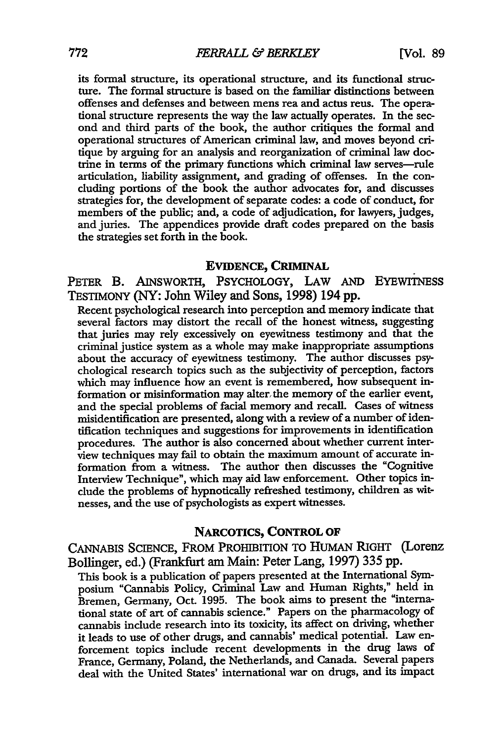its formal structure, its operational structure, and its functional structure. The formal structure is based on the familiar distinctions between offenses and defenses and between mens rea and actus reus. The operational structure represents the way the law actually operates. In the second and third parts of the book, the author critiques the formal and operational structures of American criminal law, and moves beyond critique by arguing for an analysis and reorganization of criminal law doctrine in terms of the primary functions which criminal law serves—rule articulation, liability assignment, and grading of offenses. In the concluding portions of the book the author advocates for, and discusses strategies for, the development of separate codes: a code of conduct, for members of the public; and, a code of adjudication, for lawyers, judges, and juries. The appendices provide draft codes prepared on the basis the strategies set forth in the book.

## EVIDENCE, CRIMINAL

### PETER B. AINSWORTH, PSYCHOLOGY, LAW AND EYEWITNESS TESTIMONY (NY: John Wiley and Sons, 1998) 194 pp.

Recent psychological research into perception and memory indicate that several factors may distort the recall of the honest witness, suggesting that juries may rely excessively on eyewitness testimony and that the criminal justice system as a whole may make inappropriate assumptions about the accuracy of eyewitness testimony. The author discusses psychological research topics such as the subjectivity of perception, factors which may influence how an event is remembered, how subsequent information or misinformation may alter the memory of the earlier event, and the special problems of facial memory and recall. Cases of witness misidentification are presented, along with a review of a number of identification techniques and suggestions for improvements in identification procedures. The author is also concerned about whether current interview techniques may fail to obtain the maximum amount of accurate information from a witness. The author then discusses the "Cognitive Interview Technique", which may aid law enforcement. Other topics include the problems of hypnotically refreshed testimony, children as witnesses, and the use of psychologists as expert witnesses.

## NARCOTICS, CONTROL OF

### CANNABIS SCIENCE, FROM PROHIBITION TO HUMAN RIGHT (Lorenz Bollinger, ed.) (Frankfurt am Main: Peter Lang, 1997) 335 pp.

This book is a publication of papers presented at the International Symposium "Cannabis Policy, Criminal Law and Human Rights," held in Bremen, Germany, Oct. 1995. The book aims to present the "international state of art of cannabis science." Papers on the pharmacology of cannabis include research into its toxicity, its affect on driving, whether it leads to use of other drugs, and cannabis' medical potential. Law enforcement topics include recent developments in the drug laws of France, Germany, Poland, the Netherlands, and Canada. Several papers deal with the United States' international war on drugs, and its impact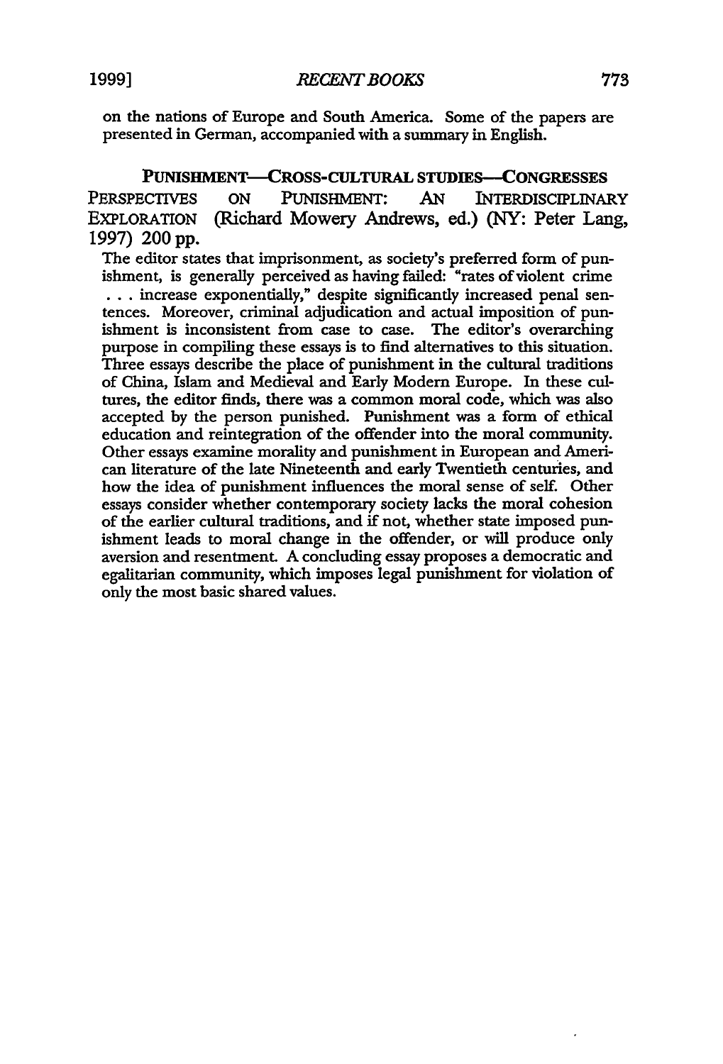on the nations of Europe and South America. Some of the papers are presented in German, accompanied with a summary in English.

### PUNISHMENT—CROSS-CULTURAL STUDIES—CONGRESSES

PERSPECTIVES ON PUNISHMENT: AN INTERDISCIPLINARY EXPLORATION (Richard Mowery Andrews, ed.) (NY: Peter Lang, 1997) 200 pp.

The editor states that imprisonment, as society's preferred form of punishment, is generally perceived as having failed: "rates of violent crime . . . increase exponentially," despite significantly increased penal sentences. Moreover, criminal adjudication and actual imposition of punishment is inconsistent from case to case. The editor's overarching purpose in compiling these essays is to find alternatives to this situation. Three essays describe the place of punishment in the cultural traditions of China, Islam and Medieval and Early Modern Europe. In these cultures, the editor finds, there was a common moral code, which was also accepted by the person punished. Punishment was a form of ethical education and reintegration of the offender into the moral community. Other essays examine morality and punishment in European and American literature of the late Nineteenth and early Twentieth centuries, and how the idea of punishment influences the moral sense of self. Other essays consider whether contemporary society lacks the moral cohesion of the earlier cultural traditions, and if not, whether state imposed punishment leads to moral change in the offender, or will produce only aversion and resentment. A concluding essay proposes a democratic and egalitarian community, which imposes legal punishment for violation of only the most basic shared values.